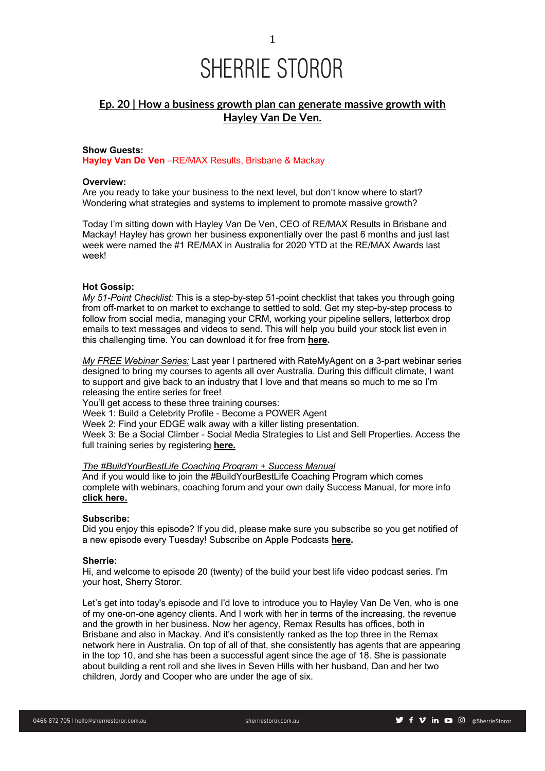# SHERRIE STOROR

## Ep. 20 | How a business growth plan can generate massive growth with Hayley Van De Ven.

**Show Guests:**
**Hayley Van De Ven** –RE/MAX Results, Brisbane & Mackay

**Overview:**
Are you ready to take your business to the next level, but don't know where to start? Wondering what strategies and systems to implement to promote massive growth?

Today I'm sitting down with Hayley Van De Ven, CEO of RE/MAX Results in Brisbane and Mackay! Hayley has grown her business exponentially over the past 6 months and just last week were named the #1 RE/MAX in Australia for 2020 YTD at the RE/MAX Awards last week!

**Hot Gossip:**
*My 51-Point Checklist:* This is a step-by-step 51-point checklist that takes you through going from off-market to on market to exchange to settled to sold. Get my step-by-step process to follow from social media, managing your CRM, working your pipeline sellers, letterbox drop emails to text messages and videos to send. This will help you build your stock list even in this challenging time. You can download it for free from **here.**

*My FREE Webinar Series:* Last year I partnered with RateMyAgent on a 3-part webinar series designed to bring my courses to agents all over Australia. During this difficult climate, I want to support and give back to an industry that I love and that means so much to me so I'm releasing the entire series for free!
You'll get access to these three training courses:
Week 1: Build a Celebrity Profile - Become a POWER Agent
Week 2: Find your EDGE walk away with a killer listing presentation.
Week 3: Be a Social Climber - Social Media Strategies to List and Sell Properties. Access the full training series by registering **here.**

*The #BuildYourBestLife Coaching Program + Success Manual*
And if you would like to join the #BuildYourBestLife Coaching Program which comes complete with webinars, coaching forum and your own daily Success Manual, for more info **click here.**

**Subscribe:**
Did you enjoy this episode? If you did, please make sure you subscribe so you get notified of a new episode every Tuesday! Subscribe on Apple Podcasts **here.**

**Sherrie:**
Hi, and welcome to episode 20 (twenty) of the build your best life video podcast series. I'm your host, Sherry Storor.

Let's get into today's episode and I'd love to introduce you to Hayley Van De Ven, who is one of my one-on-one agency clients. And I work with her in terms of the increasing, the revenue and the growth in her business. Now her agency, Remax Results has offices, both in Brisbane and also in Mackay. And it's consistently ranked as the top three in the Remax network here in Australia. On top of all of that, she consistently has agents that are appearing in the top 10, and she has been a successful agent since the age of 18. She is passionate about building a rent roll and she lives in Seven Hills with her husband, Dan and her two children, Jordy and Cooper who are under the age of six.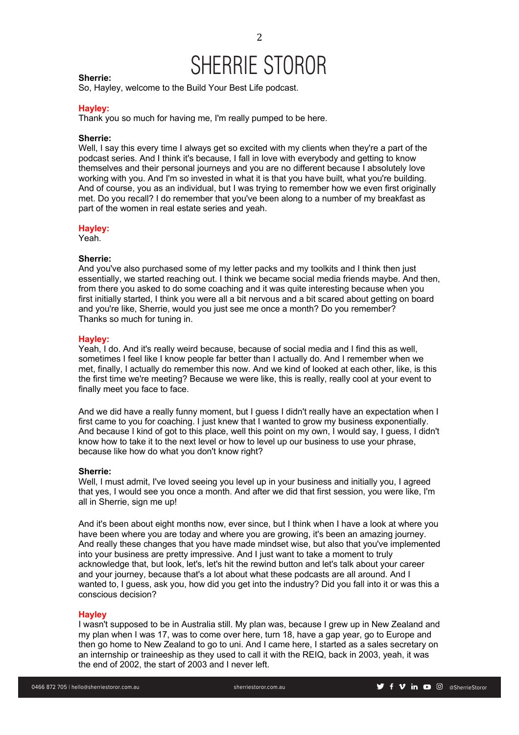**Sherrie:**
So, Hayley, welcome to the Build Your Best Life podcast.

**Hayley:**
Thank you so much for having me, I'm really pumped to be here.

**Sherrie:**
Well, I say this every time I always get so excited with my clients when they're a part of the podcast series. And I think it's because, I fall in love with everybody and getting to know themselves and their personal journeys and you are no different because I absolutely love working with you. And I'm so invested in what it is that you have built, what you're building. And of course, you as an individual, but I was trying to remember how we even first originally met. Do you recall? I do remember that you've been along to a number of my breakfast as part of the women in real estate series and yeah.

**Hayley:**
Yeah.

**Sherrie:**
And you've also purchased some of my letter packs and my toolkits and I think then just essentially, we started reaching out. I think we became social media friends maybe. And then, from there you asked to do some coaching and it was quite interesting because when you first initially started, I think you were all a bit nervous and a bit scared about getting on board and you're like, Sherrie, would you just see me once a month? Do you remember? Thanks so much for tuning in.

**Hayley:**
Yeah, I do. And it's really weird because, because of social media and I find this as well, sometimes I feel like I know people far better than I actually do. And I remember when we met, finally, I actually do remember this now. And we kind of looked at each other, like, is this the first time we're meeting? Because we were like, this is really, really cool at your event to finally meet you face to face.

And we did have a really funny moment, but I guess I didn't really have an expectation when I first came to you for coaching. I just knew that I wanted to grow my business exponentially. And because I kind of got to this place, well this point on my own, I would say, I guess, I didn't know how to take it to the next level or how to level up our business to use your phrase, because like how do what you don't know right?

**Sherrie:**
Well, I must admit, I've loved seeing you level up in your business and initially you, I agreed that yes, I would see you once a month. And after we did that first session, you were like, I'm all in Sherrie, sign me up!

And it's been about eight months now, ever since, but I think when I have a look at where you have been where you are today and where you are growing, it's been an amazing journey. And really these changes that you have made mindset wise, but also that you've implemented into your business are pretty impressive. And I just want to take a moment to truly acknowledge that, but look, let's, let's hit the rewind button and let's talk about your career and your journey, because that's a lot about what these podcasts are all around. And I wanted to, I guess, ask you, how did you get into the industry? Did you fall into it or was this a conscious decision?

**Hayley**
I wasn't supposed to be in Australia still. My plan was, because I grew up in New Zealand and my plan when I was 17, was to come over here, turn 18, have a gap year, go to Europe and then go home to New Zealand to go to uni. And I came here, I started as a sales secretary on an internship or traineeship as they used to call it with the REIQ, back in 2003, yeah, it was the end of 2002, the start of 2003 and I never left.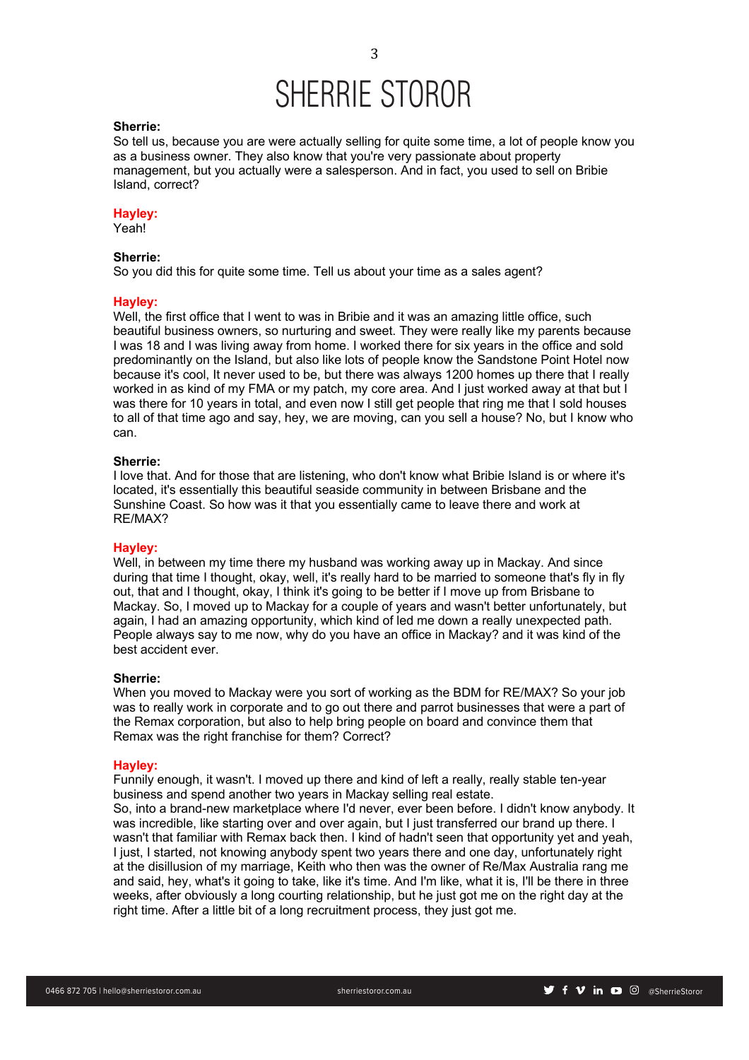**Sherrie:**
So tell us, because you are were actually selling for quite some time, a lot of people know you as a business owner. They also know that you're very passionate about property management, but you actually were a salesperson. And in fact, you used to sell on Bribie Island, correct?

**Hayley:**
Yeah!

**Sherrie:**
So you did this for quite some time. Tell us about your time as a sales agent?

**Hayley:**
Well, the first office that I went to was in Bribie and it was an amazing little office, such beautiful business owners, so nurturing and sweet. They were really like my parents because I was 18 and I was living away from home. I worked there for six years in the office and sold predominantly on the Island, but also like lots of people know the Sandstone Point Hotel now because it's cool, It never used to be, but there was always 1200 homes up there that I really worked in as kind of my FMA or my patch, my core area. And I just worked away at that but I was there for 10 years in total, and even now I still get people that ring me that I sold houses to all of that time ago and say, hey, we are moving, can you sell a house? No, but I know who can.

**Sherrie:**
I love that. And for those that are listening, who don't know what Bribie Island is or where it's located, it's essentially this beautiful seaside community in between Brisbane and the Sunshine Coast. So how was it that you essentially came to leave there and work at RE/MAX?

**Hayley:**
Well, in between my time there my husband was working away up in Mackay. And since during that time I thought, okay, well, it's really hard to be married to someone that's fly in fly out, that and I thought, okay, I think it's going to be better if I move up from Brisbane to Mackay. So, I moved up to Mackay for a couple of years and wasn't better unfortunately, but again, I had an amazing opportunity, which kind of led me down a really unexpected path. People always say to me now, why do you have an office in Mackay? and it was kind of the best accident ever.

**Sherrie:**
When you moved to Mackay were you sort of working as the BDM for RE/MAX? So your job was to really work in corporate and to go out there and parrot businesses that were a part of the Remax corporation, but also to help bring people on board and convince them that Remax was the right franchise for them? Correct?

**Hayley:**
Funnily enough, it wasn't. I moved up there and kind of left a really, really stable ten-year business and spend another two years in Mackay selling real estate.
So, into a brand-new marketplace where I'd never, ever been before. I didn't know anybody. It was incredible, like starting over and over again, but I just transferred our brand up there. I wasn't that familiar with Remax back then. I kind of hadn't seen that opportunity yet and yeah, I just, I started, not knowing anybody spent two years there and one day, unfortunately right at the disillusion of my marriage, Keith who then was the owner of Re/Max Australia rang me and said, hey, what's it going to take, like it's time. And I'm like, what it is, I'll be there in three weeks, after obviously a long courting relationship, but he just got me on the right day at the right time. After a little bit of a long recruitment process, they just got me.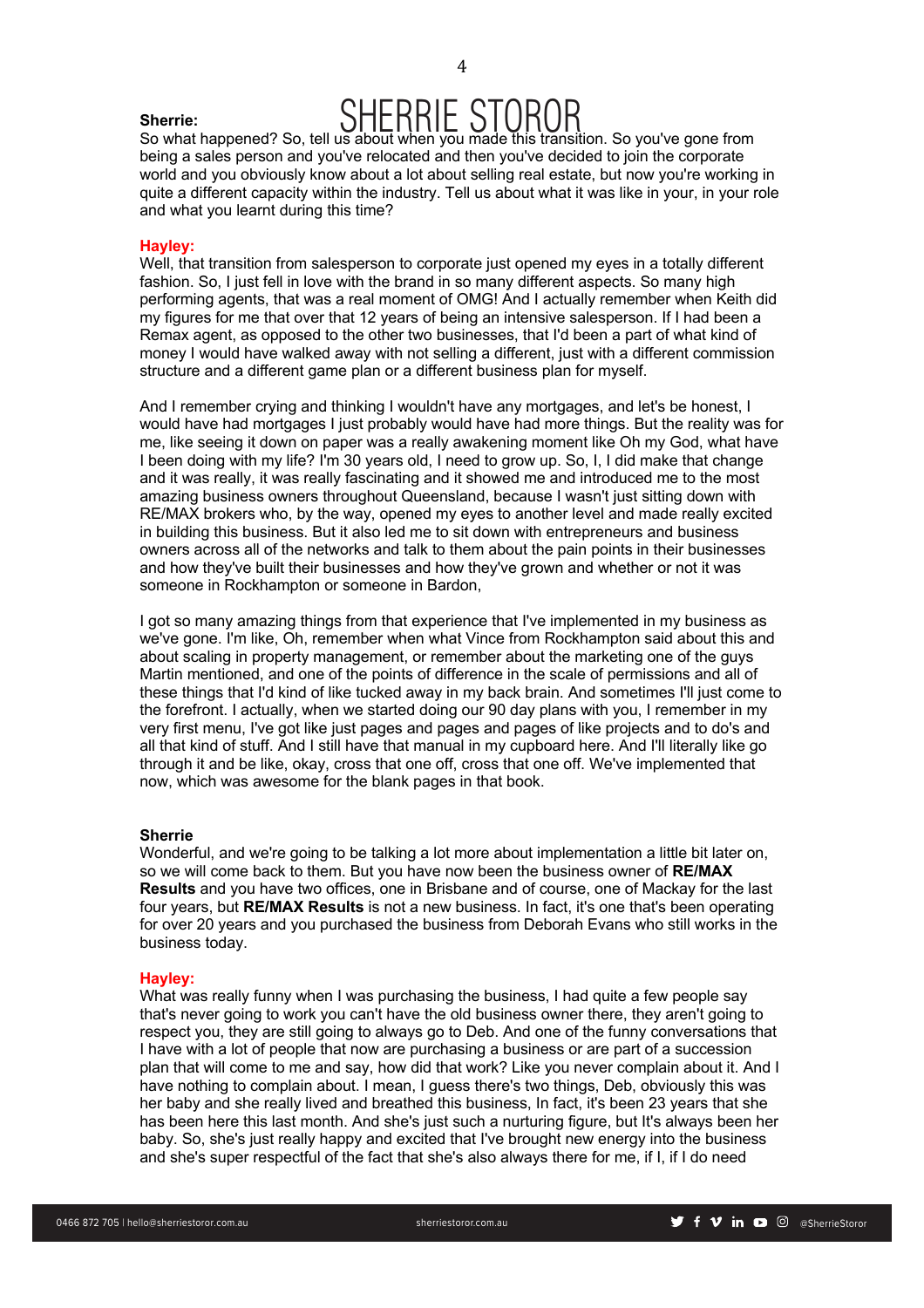**Sherrie:**
So what happened? So, tell us about when you made this transition. So you've gone from being a sales person and you've relocated and then you've decided to join the corporate world and you obviously know about a lot about selling real estate, but now you're working in quite a different capacity within the industry. Tell us about what it was like in your, in your role and what you learnt during this time?

**Hayley:**
Well, that transition from salesperson to corporate just opened my eyes in a totally different fashion. So, I just fell in love with the brand in so many different aspects. So many high performing agents, that was a real moment of OMG! And I actually remember when Keith did my figures for me that over that 12 years of being an intensive salesperson. If I had been a Remax agent, as opposed to the other two businesses, that I'd been a part of what kind of money I would have walked away with not selling a different, just with a different commission structure and a different game plan or a different business plan for myself.

And I remember crying and thinking I wouldn't have any mortgages, and let's be honest, I would have had mortgages I just probably would have had more things. But the reality was for me, like seeing it down on paper was a really awakening moment like Oh my God, what have I been doing with my life? I'm 30 years old, I need to grow up. So, I, I did make that change and it was really, it was really fascinating and it showed me and introduced me to the most amazing business owners throughout Queensland, because I wasn't just sitting down with RE/MAX brokers who, by the way, opened my eyes to another level and made really excited in building this business. But it also led me to sit down with entrepreneurs and business owners across all of the networks and talk to them about the pain points in their businesses and how they've built their businesses and how they've grown and whether or not it was someone in Rockhampton or someone in Bardon,

I got so many amazing things from that experience that I've implemented in my business as we've gone. I'm like, Oh, remember when what Vince from Rockhampton said about this and about scaling in property management, or remember about the marketing one of the guys Martin mentioned, and one of the points of difference in the scale of permissions and all of these things that I'd kind of like tucked away in my back brain. And sometimes I'll just come to the forefront. I actually, when we started doing our 90 day plans with you, I remember in my very first menu, I've got like just pages and pages and pages of like projects and to do's and all that kind of stuff. And I still have that manual in my cupboard here. And I'll literally like go through it and be like, okay, cross that one off, cross that one off. We've implemented that now, which was awesome for the blank pages in that book.

**Sherrie**
Wonderful, and we're going to be talking a lot more about implementation a little bit later on, so we will come back to them. But you have now been the business owner of **RE/MAX Results** and you have two offices, one in Brisbane and of course, one of Mackay for the last four years, but **RE/MAX Results** is not a new business. In fact, it's one that's been operating for over 20 years and you purchased the business from Deborah Evans who still works in the business today.

**Hayley:**
What was really funny when I was purchasing the business, I had quite a few people say that's never going to work you can't have the old business owner there, they aren't going to respect you, they are still going to always go to Deb. And one of the funny conversations that I have with a lot of people that now are purchasing a business or are part of a succession plan that will come to me and say, how did that work? Like you never complain about it. And I have nothing to complain about. I mean, I guess there's two things, Deb, obviously this was her baby and she really lived and breathed this business, In fact, it's been 23 years that she has been here this last month. And she's just such a nurturing figure, but It's always been her baby. So, she's just really happy and excited that I've brought new energy into the business and she's super respectful of the fact that she's also always there for me, if I, if I do need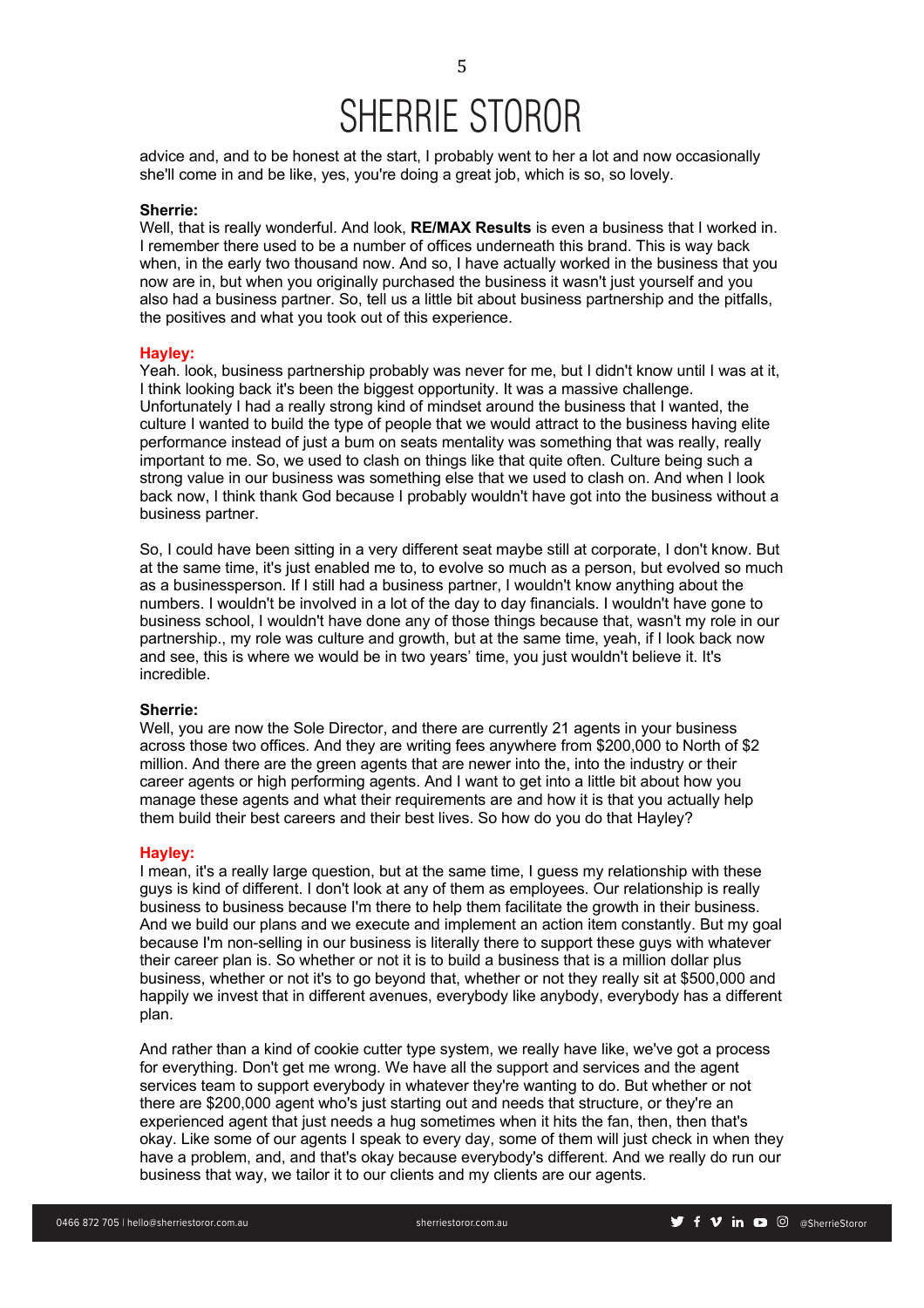advice and, and to be honest at the start, I probably went to her a lot and now occasionally she'll come in and be like, yes, you're doing a great job, which is so, so lovely.

**Sherrie:**
Well, that is really wonderful. And look, **RE/MAX Results** is even a business that I worked in. I remember there used to be a number of offices underneath this brand. This is way back when, in the early two thousand now. And so, I have actually worked in the business that you now are in, but when you originally purchased the business it wasn't just yourself and you also had a business partner. So, tell us a little bit about business partnership and the pitfalls, the positives and what you took out of this experience.

**Hayley:**
Yeah. look, business partnership probably was never for me, but I didn't know until I was at it, I think looking back it's been the biggest opportunity. It was a massive challenge. Unfortunately I had a really strong kind of mindset around the business that I wanted, the culture I wanted to build the type of people that we would attract to the business having elite performance instead of just a bum on seats mentality was something that was really, really important to me. So, we used to clash on things like that quite often. Culture being such a strong value in our business was something else that we used to clash on. And when I look back now, I think thank God because I probably wouldn't have got into the business without a business partner.

So, I could have been sitting in a very different seat maybe still at corporate, I don't know. But at the same time, it's just enabled me to, to evolve so much as a person, but evolved so much as a businessperson. If I still had a business partner, I wouldn't know anything about the numbers. I wouldn't be involved in a lot of the day to day financials. I wouldn't have gone to business school, I wouldn't have done any of those things because that, wasn't my role in our partnership., my role was culture and growth, but at the same time, yeah, if I look back now and see, this is where we would be in two years' time, you just wouldn't believe it. It's incredible.

**Sherrie:**
Well, you are now the Sole Director, and there are currently 21 agents in your business across those two offices. And they are writing fees anywhere from $200,000 to North of $2 million. And there are the green agents that are newer into the, into the industry or their career agents or high performing agents. And I want to get into a little bit about how you manage these agents and what their requirements are and how it is that you actually help them build their best careers and their best lives. So how do you do that Hayley?

**Hayley:**
I mean, it's a really large question, but at the same time, I guess my relationship with these guys is kind of different. I don't look at any of them as employees. Our relationship is really business to business because I'm there to help them facilitate the growth in their business. And we build our plans and we execute and implement an action item constantly. But my goal because I'm non-selling in our business is literally there to support these guys with whatever their career plan is. So whether or not it is to build a business that is a million dollar plus business, whether or not it's to go beyond that, whether or not they really sit at $500,000 and happily we invest that in different avenues, everybody like anybody, everybody has a different plan.

And rather than a kind of cookie cutter type system, we really have like, we've got a process for everything. Don't get me wrong. We have all the support and services and the agent services team to support everybody in whatever they're wanting to do. But whether or not there are $200,000 agent who's just starting out and needs that structure, or they're an experienced agent that just needs a hug sometimes when it hits the fan, then, then that's okay. Like some of our agents I speak to every day, some of them will just check in when they have a problem, and, and that's okay because everybody's different. And we really do run our business that way, we tailor it to our clients and my clients are our agents.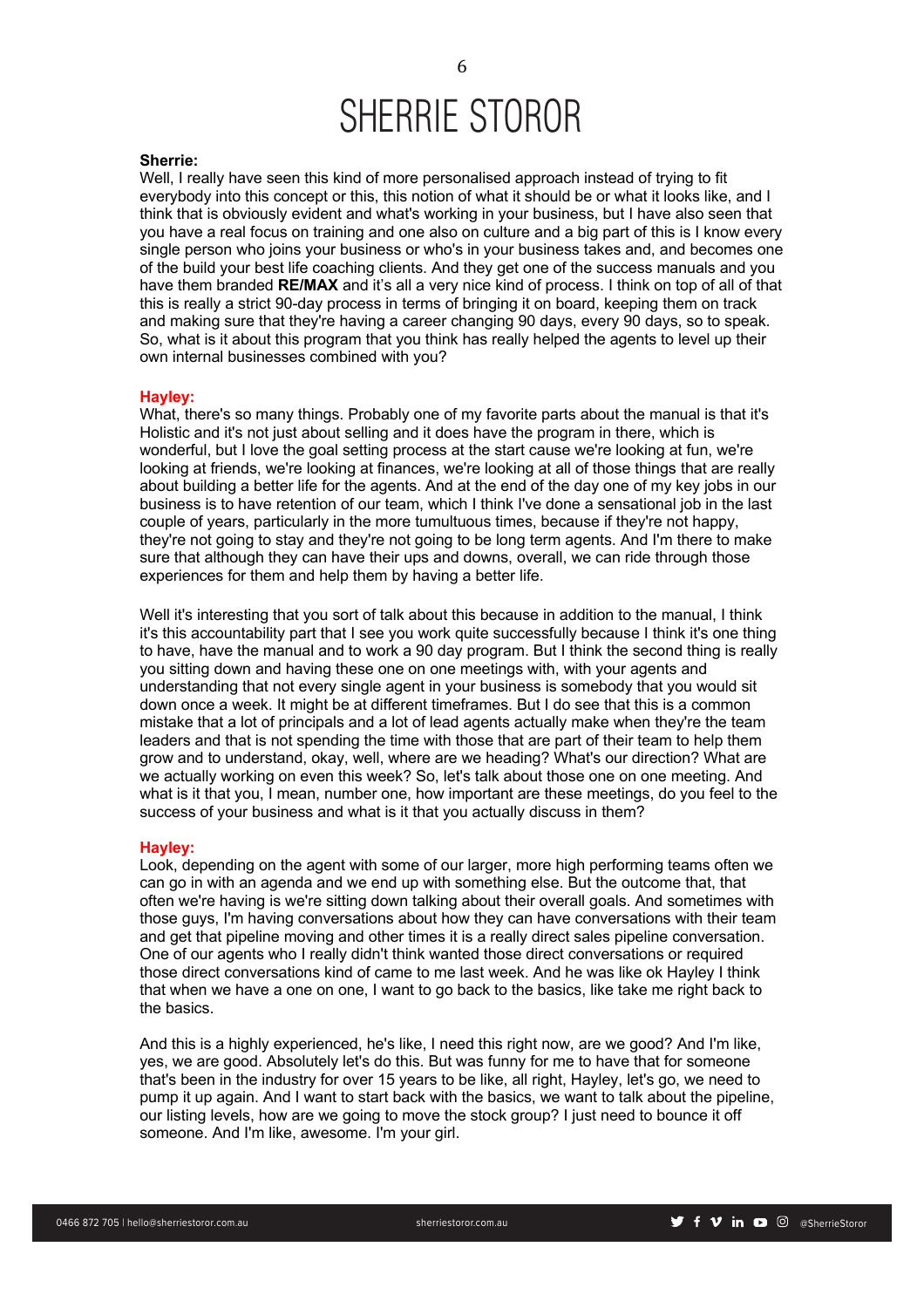**Sherrie:**
Well, I really have seen this kind of more personalised approach instead of trying to fit everybody into this concept or this, this notion of what it should be or what it looks like, and I think that is obviously evident and what's working in your business, but I have also seen that you have a real focus on training and one also on culture and a big part of this is I know every single person who joins your business or who's in your business takes and, and becomes one of the build your best life coaching clients. And they get one of the success manuals and you have them branded **RE/MAX** and it's all a very nice kind of process. I think on top of all of that this is really a strict 90-day process in terms of bringing it on board, keeping them on track and making sure that they're having a career changing 90 days, every 90 days, so to speak. So, what is it about this program that you think has really helped the agents to level up their own internal businesses combined with you?

**Hayley:**
What, there's so many things. Probably one of my favorite parts about the manual is that it's Holistic and it's not just about selling and it does have the program in there, which is wonderful, but I love the goal setting process at the start cause we're looking at fun, we're looking at friends, we're looking at finances, we're looking at all of those things that are really about building a better life for the agents. And at the end of the day one of my key jobs in our business is to have retention of our team, which I think I've done a sensational job in the last couple of years, particularly in the more tumultuous times, because if they're not happy, they're not going to stay and they're not going to be long term agents. And I'm there to make sure that although they can have their ups and downs, overall, we can ride through those experiences for them and help them by having a better life.

Well it's interesting that you sort of talk about this because in addition to the manual, I think it's this accountability part that I see you work quite successfully because I think it's one thing to have, have the manual and to work a 90 day program. But I think the second thing is really you sitting down and having these one on one meetings with, with your agents and understanding that not every single agent in your business is somebody that you would sit down once a week. It might be at different timeframes. But I do see that this is a common mistake that a lot of principals and a lot of lead agents actually make when they're the team leaders and that is not spending the time with those that are part of their team to help them grow and to understand, okay, well, where are we heading? What's our direction? What are we actually working on even this week? So, let's talk about those one on one meeting. And what is it that you, I mean, number one, how important are these meetings, do you feel to the success of your business and what is it that you actually discuss in them?

**Hayley:**
Look, depending on the agent with some of our larger, more high performing teams often we can go in with an agenda and we end up with something else. But the outcome that, that often we're having is we're sitting down talking about their overall goals. And sometimes with those guys, I'm having conversations about how they can have conversations with their team and get that pipeline moving and other times it is a really direct sales pipeline conversation. One of our agents who I really didn't think wanted those direct conversations or required those direct conversations kind of came to me last week. And he was like ok Hayley I think that when we have a one on one, I want to go back to the basics, like take me right back to the basics.

And this is a highly experienced, he's like, I need this right now, are we good? And I'm like, yes, we are good. Absolutely let's do this. But was funny for me to have that for someone that's been in the industry for over 15 years to be like, all right, Hayley, let's go, we need to pump it up again. And I want to start back with the basics, we want to talk about the pipeline, our listing levels, how are we going to move the stock group? I just need to bounce it off someone. And I'm like, awesome. I'm your girl.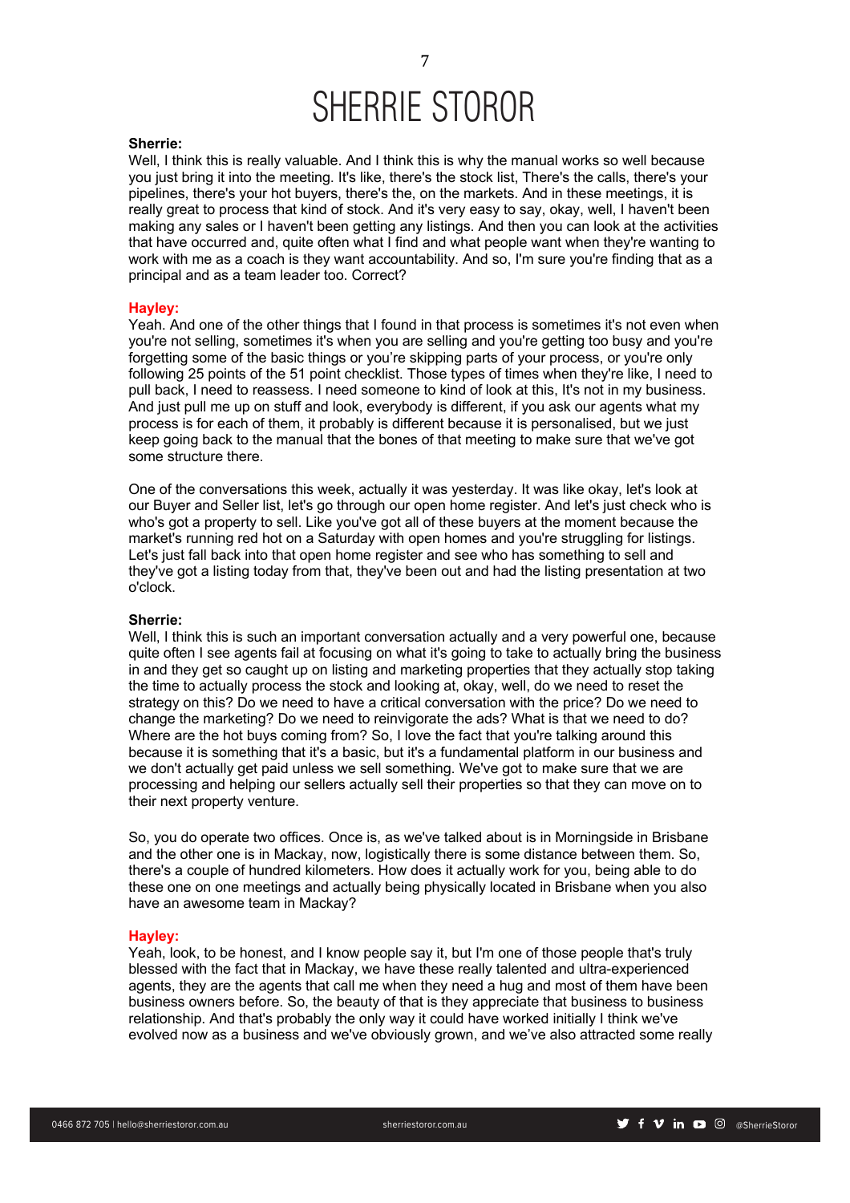**Sherrie:**
Well, I think this is really valuable. And I think this is why the manual works so well because you just bring it into the meeting. It's like, there's the stock list, There's the calls, there's your pipelines, there's your hot buyers, there's the, on the markets. And in these meetings, it is really great to process that kind of stock. And it's very easy to say, okay, well, I haven't been making any sales or I haven't been getting any listings. And then you can look at the activities that have occurred and, quite often what I find and what people want when they're wanting to work with me as a coach is they want accountability. And so, I'm sure you're finding that as a principal and as a team leader too. Correct?

**Hayley:**
Yeah. And one of the other things that I found in that process is sometimes it's not even when you're not selling, sometimes it's when you are selling and you're getting too busy and you're forgetting some of the basic things or you're skipping parts of your process, or you're only following 25 points of the 51 point checklist. Those types of times when they're like, I need to pull back, I need to reassess. I need someone to kind of look at this, It's not in my business. And just pull me up on stuff and look, everybody is different, if you ask our agents what my process is for each of them, it probably is different because it is personalised, but we just keep going back to the manual that the bones of that meeting to make sure that we've got some structure there.

One of the conversations this week, actually it was yesterday. It was like okay, let's look at our Buyer and Seller list, let's go through our open home register. And let's just check who is who's got a property to sell. Like you've got all of these buyers at the moment because the market's running red hot on a Saturday with open homes and you're struggling for listings. Let's just fall back into that open home register and see who has something to sell and they've got a listing today from that, they've been out and had the listing presentation at two o'clock.

**Sherrie:**
Well, I think this is such an important conversation actually and a very powerful one, because quite often I see agents fail at focusing on what it's going to take to actually bring the business in and they get so caught up on listing and marketing properties that they actually stop taking the time to actually process the stock and looking at, okay, well, do we need to reset the strategy on this? Do we need to have a critical conversation with the price? Do we need to change the marketing? Do we need to reinvigorate the ads? What is that we need to do? Where are the hot buys coming from? So, I love the fact that you're talking around this because it is something that it's a basic, but it's a fundamental platform in our business and we don't actually get paid unless we sell something. We've got to make sure that we are processing and helping our sellers actually sell their properties so that they can move on to their next property venture.

So, you do operate two offices. Once is, as we've talked about is in Morningside in Brisbane and the other one is in Mackay, now, logistically there is some distance between them. So, there's a couple of hundred kilometers. How does it actually work for you, being able to do these one on one meetings and actually being physically located in Brisbane when you also have an awesome team in Mackay?

**Hayley:**
Yeah, look, to be honest, and I know people say it, but I'm one of those people that's truly blessed with the fact that in Mackay, we have these really talented and ultra-experienced agents, they are the agents that call me when they need a hug and most of them have been business owners before. So, the beauty of that is they appreciate that business to business relationship. And that's probably the only way it could have worked initially I think we've evolved now as a business and we've obviously grown, and we've also attracted some really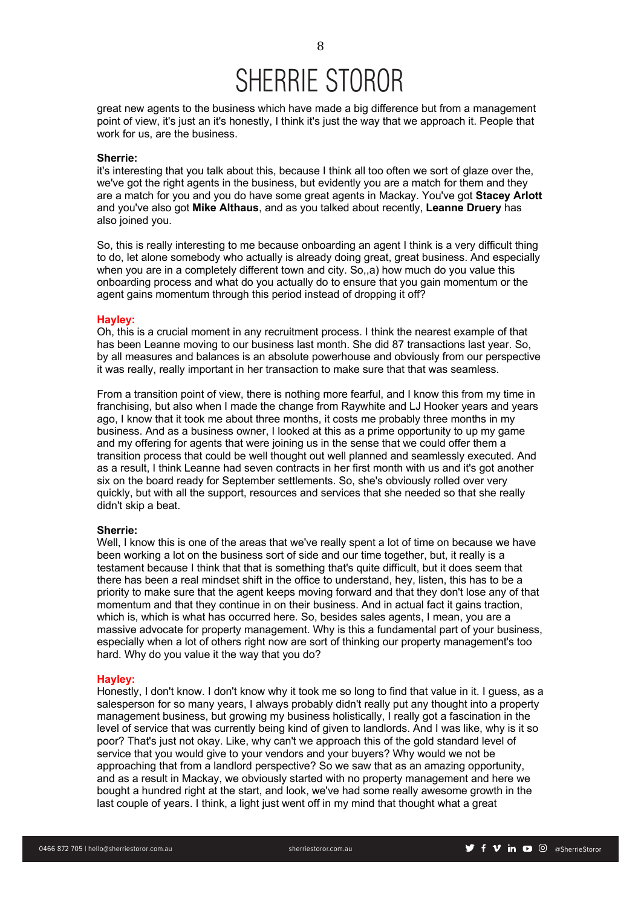great new agents to the business which have made a big difference but from a management point of view, it's just an it's honestly, I think it's just the way that we approach it. People that work for us, are the business.

**Sherrie:**
it's interesting that you talk about this, because I think all too often we sort of glaze over the, we've got the right agents in the business, but evidently you are a match for them and they are a match for you and you do have some great agents in Mackay. You've got **Stacey Arlott** and you've also got **Mike Althaus**, and as you talked about recently, **Leanne Druery** has also joined you.

So, this is really interesting to me because onboarding an agent I think is a very difficult thing to do, let alone somebody who actually is already doing great, great business. And especially when you are in a completely different town and city. So,,a) how much do you value this onboarding process and what do you actually do to ensure that you gain momentum or the agent gains momentum through this period instead of dropping it off?

**Hayley:**
Oh, this is a crucial moment in any recruitment process. I think the nearest example of that has been Leanne moving to our business last month. She did 87 transactions last year. So, by all measures and balances is an absolute powerhouse and obviously from our perspective it was really, really important in her transaction to make sure that that was seamless.

From a transition point of view, there is nothing more fearful, and I know this from my time in franchising, but also when I made the change from Raywhite and LJ Hooker years and years ago, I know that it took me about three months, it costs me probably three months in my business. And as a business owner, I looked at this as a prime opportunity to up my game and my offering for agents that were joining us in the sense that we could offer them a transition process that could be well thought out well planned and seamlessly executed. And as a result, I think Leanne had seven contracts in her first month with us and it's got another six on the board ready for September settlements. So, she's obviously rolled over very quickly, but with all the support, resources and services that she needed so that she really didn't skip a beat.

**Sherrie:**
Well, I know this is one of the areas that we've really spent a lot of time on because we have been working a lot on the business sort of side and our time together, but, it really is a testament because I think that that is something that's quite difficult, but it does seem that there has been a real mindset shift in the office to understand, hey, listen, this has to be a priority to make sure that the agent keeps moving forward and that they don't lose any of that momentum and that they continue in on their business. And in actual fact it gains traction, which is, which is what has occurred here. So, besides sales agents, I mean, you are a massive advocate for property management. Why is this a fundamental part of your business, especially when a lot of others right now are sort of thinking our property management's too hard. Why do you value it the way that you do?

**Hayley:**
Honestly, I don't know. I don't know why it took me so long to find that value in it. I guess, as a salesperson for so many years, I always probably didn't really put any thought into a property management business, but growing my business holistically, I really got a fascination in the level of service that was currently being kind of given to landlords. And I was like, why is it so poor? That's just not okay. Like, why can't we approach this of the gold standard level of service that you would give to your vendors and your buyers? Why would we not be approaching that from a landlord perspective? So we saw that as an amazing opportunity, and as a result in Mackay, we obviously started with no property management and here we bought a hundred right at the start, and look, we've had some really awesome growth in the last couple of years. I think, a light just went off in my mind that thought what a great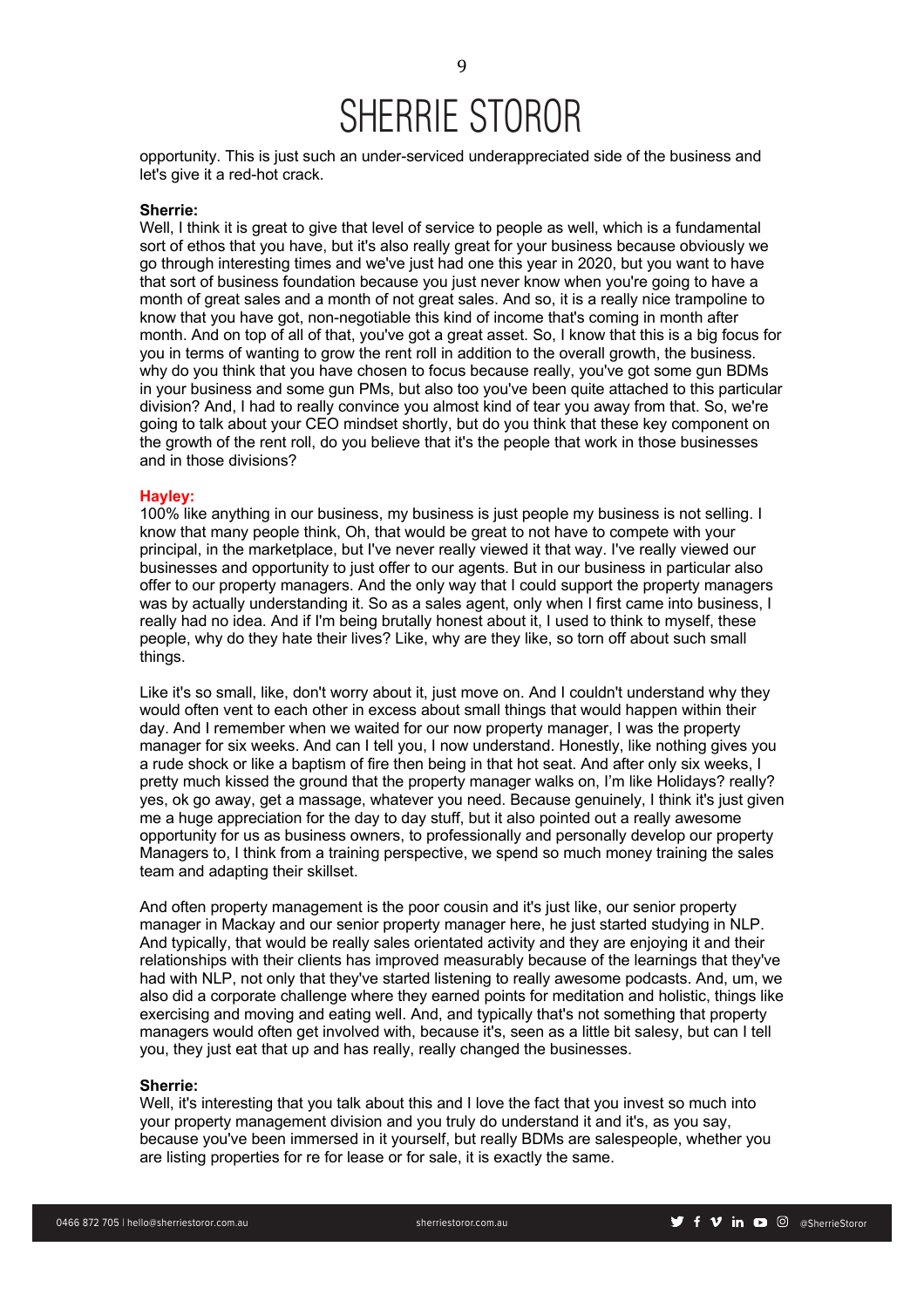opportunity. This is just such an under-serviced underappreciated side of the business and let's give it a red-hot crack.

**Sherrie:**
Well, I think it is great to give that level of service to people as well, which is a fundamental sort of ethos that you have, but it's also really great for your business because obviously we go through interesting times and we've just had one this year in 2020, but you want to have that sort of business foundation because you just never know when you're going to have a month of great sales and a month of not great sales. And so, it is a really nice trampoline to know that you have got, non-negotiable this kind of income that's coming in month after month. And on top of all of that, you've got a great asset. So, I know that this is a big focus for you in terms of wanting to grow the rent roll in addition to the overall growth, the business. why do you think that you have chosen to focus because really, you've got some gun BDMs in your business and some gun PMs, but also too you've been quite attached to this particular division? And, I had to really convince you almost kind of tear you away from that. So, we're going to talk about your CEO mindset shortly, but do you think that these key component on the growth of the rent roll, do you believe that it's the people that work in those businesses and in those divisions?

**Hayley:**
100% like anything in our business, my business is just people my business is not selling. I know that many people think, Oh, that would be great to not have to compete with your principal, in the marketplace, but I've never really viewed it that way. I've really viewed our businesses and opportunity to just offer to our agents. But in our business in particular also offer to our property managers. And the only way that I could support the property managers was by actually understanding it. So as a sales agent, only when I first came into business, I really had no idea. And if I'm being brutally honest about it, I used to think to myself, these people, why do they hate their lives? Like, why are they like, so torn off about such small things.

Like it's so small, like, don't worry about it, just move on. And I couldn't understand why they would often vent to each other in excess about small things that would happen within their day. And I remember when we waited for our now property manager, I was the property manager for six weeks. And can I tell you, I now understand. Honestly, like nothing gives you a rude shock or like a baptism of fire then being in that hot seat. And after only six weeks, I pretty much kissed the ground that the property manager walks on, I'm like Holidays? really? yes, ok go away, get a massage, whatever you need. Because genuinely, I think it's just given me a huge appreciation for the day to day stuff, but it also pointed out a really awesome opportunity for us as business owners, to professionally and personally develop our property Managers to, I think from a training perspective, we spend so much money training the sales team and adapting their skillset.

And often property management is the poor cousin and it's just like, our senior property manager in Mackay and our senior property manager here, he just started studying in NLP. And typically, that would be really sales orientated activity and they are enjoying it and their relationships with their clients has improved measurably because of the learnings that they've had with NLP, not only that they've started listening to really awesome podcasts. And, um, we also did a corporate challenge where they earned points for meditation and holistic, things like exercising and moving and eating well. And, and typically that's not something that property managers would often get involved with, because it's, seen as a little bit salesy, but can I tell you, they just eat that up and has really, really changed the businesses.

**Sherrie:**
Well, it's interesting that you talk about this and I love the fact that you invest so much into your property management division and you truly do understand it and it's, as you say, because you've been immersed in it yourself, but really BDMs are salespeople, whether you are listing properties for re for lease or for sale, it is exactly the same.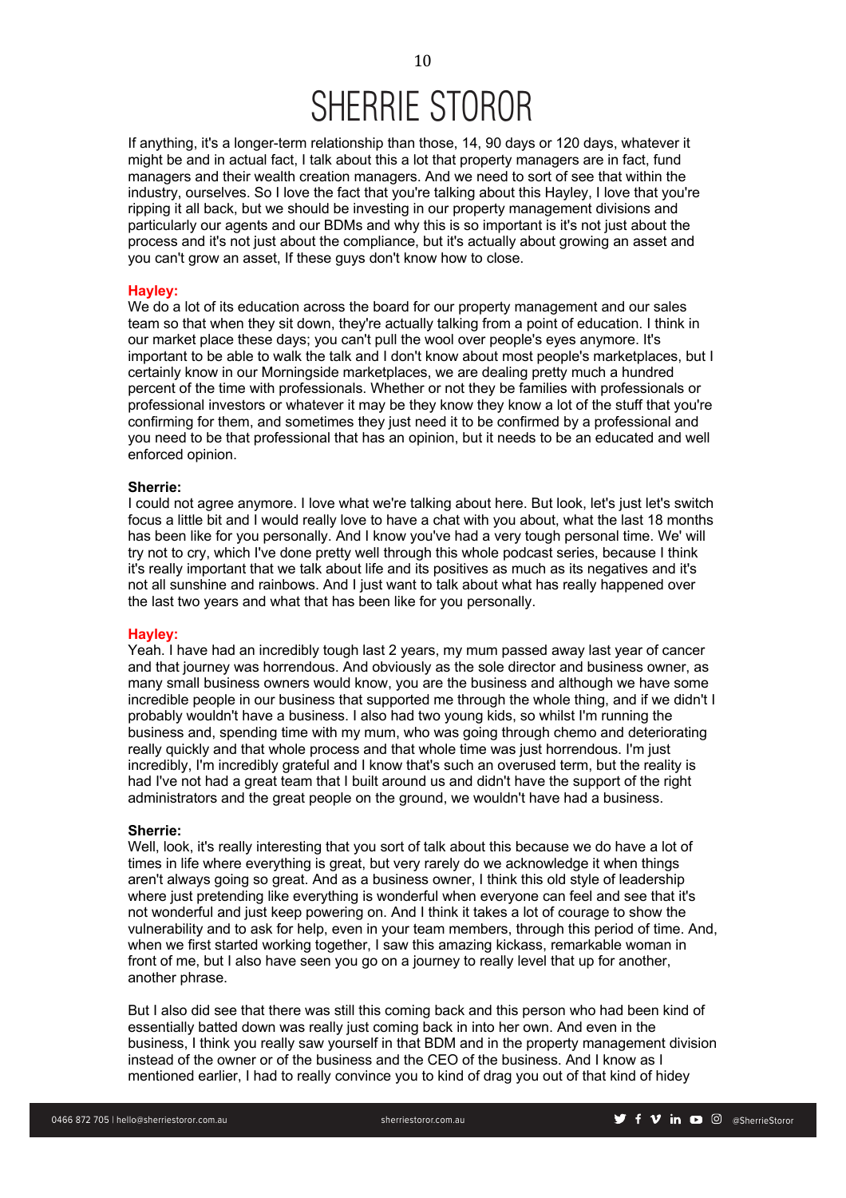If anything, it's a longer-term relationship than those, 14, 90 days or 120 days, whatever it might be and in actual fact, I talk about this a lot that property managers are in fact, fund managers and their wealth creation managers. And we need to sort of see that within the industry, ourselves. So I love the fact that you're talking about this Hayley, I love that you're ripping it all back, but we should be investing in our property management divisions and particularly our agents and our BDMs and why this is so important is it's not just about the process and it's not just about the compliance, but it's actually about growing an asset and you can't grow an asset, If these guys don't know how to close.

**Hayley:**
We do a lot of its education across the board for our property management and our sales team so that when they sit down, they're actually talking from a point of education. I think in our market place these days; you can't pull the wool over people's eyes anymore. It's important to be able to walk the talk and I don't know about most people's marketplaces, but I certainly know in our Morningside marketplaces, we are dealing pretty much a hundred percent of the time with professionals. Whether or not they be families with professionals or professional investors or whatever it may be they know they know a lot of the stuff that you're confirming for them, and sometimes they just need it to be confirmed by a professional and you need to be that professional that has an opinion, but it needs to be an educated and well enforced opinion.

**Sherrie:**
I could not agree anymore. I love what we're talking about here. But look, let's just let's switch focus a little bit and I would really love to have a chat with you about, what the last 18 months has been like for you personally. And I know you've had a very tough personal time. We' will try not to cry, which I've done pretty well through this whole podcast series, because I think it's really important that we talk about life and its positives as much as its negatives and it's not all sunshine and rainbows. And I just want to talk about what has really happened over the last two years and what that has been like for you personally.

**Hayley:**
Yeah. I have had an incredibly tough last 2 years, my mum passed away last year of cancer and that journey was horrendous. And obviously as the sole director and business owner, as many small business owners would know, you are the business and although we have some incredible people in our business that supported me through the whole thing, and if we didn't I probably wouldn't have a business. I also had two young kids, so whilst I'm running the business and, spending time with my mum, who was going through chemo and deteriorating really quickly and that whole process and that whole time was just horrendous. I'm just incredibly, I'm incredibly grateful and I know that's such an overused term, but the reality is had I've not had a great team that I built around us and didn't have the support of the right administrators and the great people on the ground, we wouldn't have had a business.

**Sherrie:**
Well, look, it's really interesting that you sort of talk about this because we do have a lot of times in life where everything is great, but very rarely do we acknowledge it when things aren't always going so great. And as a business owner, I think this old style of leadership where just pretending like everything is wonderful when everyone can feel and see that it's not wonderful and just keep powering on. And I think it takes a lot of courage to show the vulnerability and to ask for help, even in your team members, through this period of time. And, when we first started working together, I saw this amazing kickass, remarkable woman in front of me, but I also have seen you go on a journey to really level that up for another, another phrase.

But I also did see that there was still this coming back and this person who had been kind of essentially batted down was really just coming back in into her own. And even in the business, I think you really saw yourself in that BDM and in the property management division instead of the owner or of the business and the CEO of the business. And I know as I mentioned earlier, I had to really convince you to kind of drag you out of that kind of hidey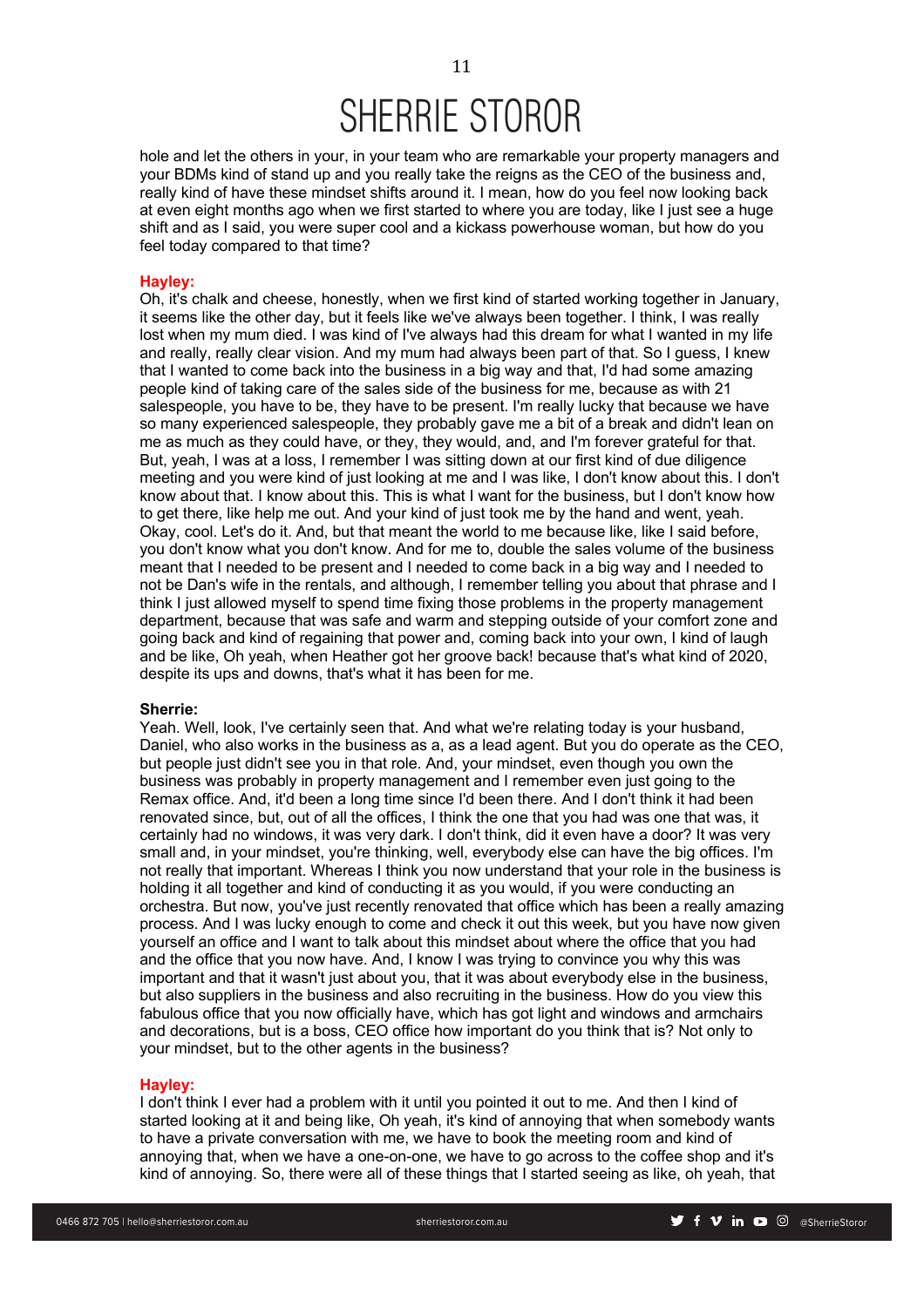hole and let the others in your, in your team who are remarkable your property managers and your BDMs kind of stand up and you really take the reigns as the CEO of the business and, really kind of have these mindset shifts around it. I mean, how do you feel now looking back at even eight months ago when we first started to where you are today, like I just see a huge shift and as I said, you were super cool and a kickass powerhouse woman, but how do you feel today compared to that time?

**Hayley:**

Oh, it's chalk and cheese, honestly, when we first kind of started working together in January, it seems like the other day, but it feels like we've always been together. I think, I was really lost when my mum died. I was kind of I've always had this dream for what I wanted in my life and really, really clear vision. And my mum had always been part of that. So I guess, I knew that I wanted to come back into the business in a big way and that, I'd had some amazing people kind of taking care of the sales side of the business for me, because as with 21 salespeople, you have to be, they have to be present. I'm really lucky that because we have so many experienced salespeople, they probably gave me a bit of a break and didn't lean on me as much as they could have, or they, they would, and, and I'm forever grateful for that. But, yeah, I was at a loss, I remember I was sitting down at our first kind of due diligence meeting and you were kind of just looking at me and I was like, I don't know about this. I don't know about that. I know about this. This is what I want for the business, but I don't know how to get there, like help me out. And your kind of just took me by the hand and went, yeah. Okay, cool. Let's do it. And, but that meant the world to me because like, like I said before, you don't know what you don't know. And for me to, double the sales volume of the business meant that I needed to be present and I needed to come back in a big way and I needed to not be Dan's wife in the rentals, and although, I remember telling you about that phrase and I think I just allowed myself to spend time fixing those problems in the property management department, because that was safe and warm and stepping outside of your comfort zone and going back and kind of regaining that power and, coming back into your own, I kind of laugh and be like, Oh yeah, when Heather got her groove back! because that's what kind of 2020, despite its ups and downs, that's what it has been for me.

**Sherrie:**

Yeah. Well, look, I've certainly seen that. And what we're relating today is your husband, Daniel, who also works in the business as a, as a lead agent. But you do operate as the CEO, but people just didn't see you in that role. And, your mindset, even though you own the business was probably in property management and I remember even just going to the Remax office. And, it'd been a long time since I'd been there. And I don't think it had been renovated since, but, out of all the offices, I think the one that you had was one that was, it certainly had no windows, it was very dark. I don't think, did it even have a door? It was very small and, in your mindset, you're thinking, well, everybody else can have the big offices. I'm not really that important. Whereas I think you now understand that your role in the business is holding it all together and kind of conducting it as you would, if you were conducting an orchestra. But now, you've just recently renovated that office which has been a really amazing process. And I was lucky enough to come and check it out this week, but you have now given yourself an office and I want to talk about this mindset about where the office that you had and the office that you now have. And, I know I was trying to convince you why this was important and that it wasn't just about you, that it was about everybody else in the business, but also suppliers in the business and also recruiting in the business. How do you view this fabulous office that you now officially have, which has got light and windows and armchairs and decorations, but is a boss, CEO office how important do you think that is? Not only to your mindset, but to the other agents in the business?

**Hayley:**

I don't think I ever had a problem with it until you pointed it out to me. And then I kind of started looking at it and being like, Oh yeah, it's kind of annoying that when somebody wants to have a private conversation with me, we have to book the meeting room and kind of annoying that, when we have a one-on-one, we have to go across to the coffee shop and it's kind of annoying. So, there were all of these things that I started seeing as like, oh yeah, that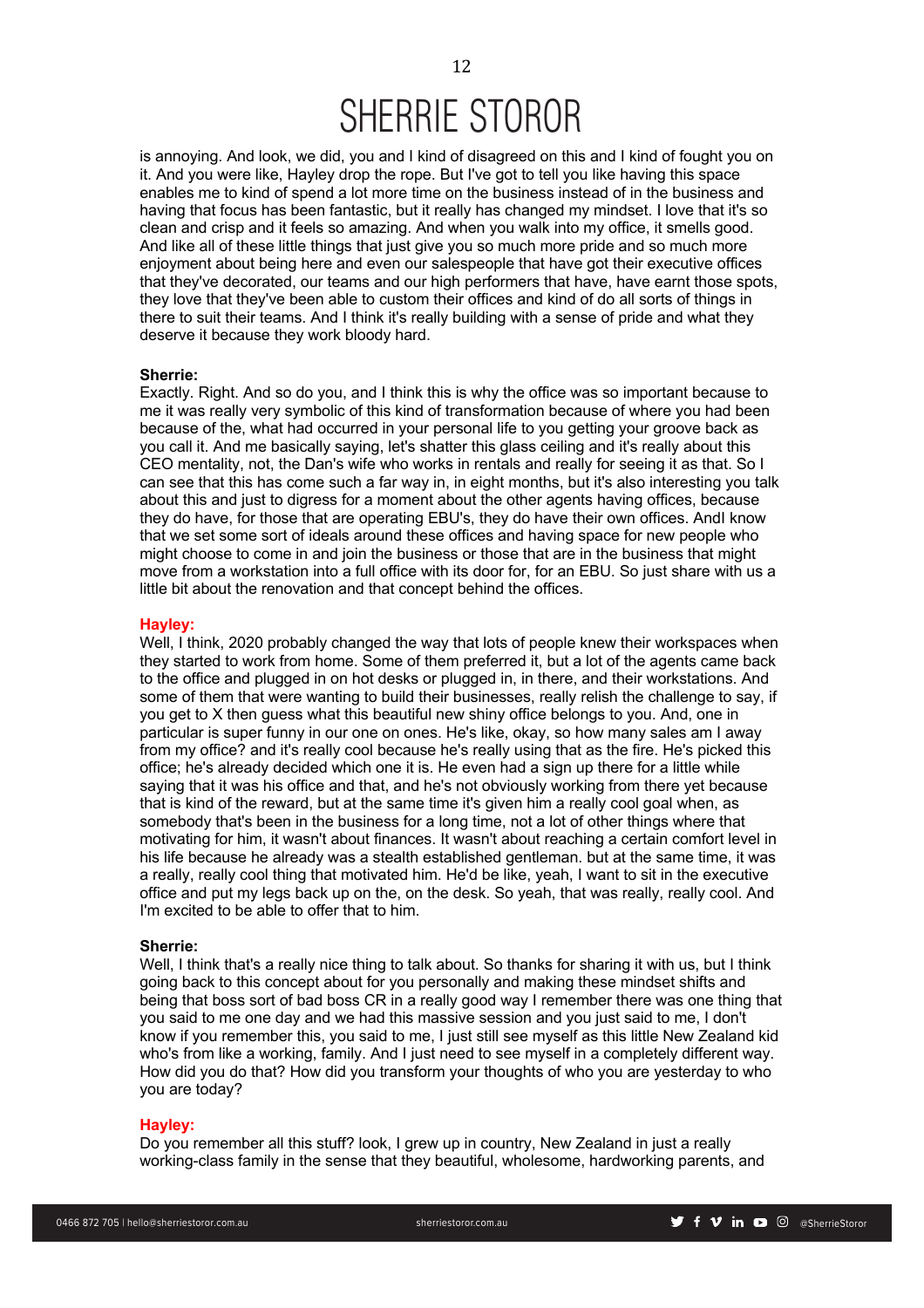is annoying. And look, we did, you and I kind of disagreed on this and I kind of fought you on it. And you were like, Hayley drop the rope. But I've got to tell you like having this space enables me to kind of spend a lot more time on the business instead of in the business and having that focus has been fantastic, but it really has changed my mindset. I love that it's so clean and crisp and it feels so amazing. And when you walk into my office, it smells good. And like all of these little things that just give you so much more pride and so much more enjoyment about being here and even our salespeople that have got their executive offices that they've decorated, our teams and our high performers that have, have earnt those spots, they love that they've been able to custom their offices and kind of do all sorts of things in there to suit their teams. And I think it's really building with a sense of pride and what they deserve it because they work bloody hard.

**Sherrie:**
Exactly. Right. And so do you, and I think this is why the office was so important because to me it was really very symbolic of this kind of transformation because of where you had been because of the, what had occurred in your personal life to you getting your groove back as you call it. And me basically saying, let's shatter this glass ceiling and it's really about this CEO mentality, not, the Dan's wife who works in rentals and really for seeing it as that. So I can see that this has come such a far way in, in eight months, but it's also interesting you talk about this and just to digress for a moment about the other agents having offices, because they do have, for those that are operating EBU's, they do have their own offices. AndI know that we set some sort of ideals around these offices and having space for new people who might choose to come in and join the business or those that are in the business that might move from a workstation into a full office with its door for, for an EBU. So just share with us a little bit about the renovation and that concept behind the offices.

**Hayley:**
Well, I think, 2020 probably changed the way that lots of people knew their workspaces when they started to work from home. Some of them preferred it, but a lot of the agents came back to the office and plugged in on hot desks or plugged in, in there, and their workstations. And some of them that were wanting to build their businesses, really relish the challenge to say, if you get to X then guess what this beautiful new shiny office belongs to you. And, one in particular is super funny in our one on ones. He's like, okay, so how many sales am I away from my office? and it's really cool because he's really using that as the fire. He's picked this office; he's already decided which one it is. He even had a sign up there for a little while saying that it was his office and that, and he's not obviously working from there yet because that is kind of the reward, but at the same time it's given him a really cool goal when, as somebody that's been in the business for a long time, not a lot of other things where that motivating for him, it wasn't about finances. It wasn't about reaching a certain comfort level in his life because he already was a stealth established gentleman. but at the same time, it was a really, really cool thing that motivated him. He'd be like, yeah, I want to sit in the executive office and put my legs back up on the, on the desk. So yeah, that was really, really cool. And I'm excited to be able to offer that to him.

**Sherrie:**
Well, I think that's a really nice thing to talk about. So thanks for sharing it with us, but I think going back to this concept about for you personally and making these mindset shifts and being that boss sort of bad boss CR in a really good way I remember there was one thing that you said to me one day and we had this massive session and you just said to me, I don't know if you remember this, you said to me, I just still see myself as this little New Zealand kid who's from like a working, family. And I just need to see myself in a completely different way. How did you do that? How did you transform your thoughts of who you are yesterday to who you are today?

**Hayley:**
Do you remember all this stuff? look, I grew up in country, New Zealand in just a really working-class family in the sense that they beautiful, wholesome, hardworking parents, and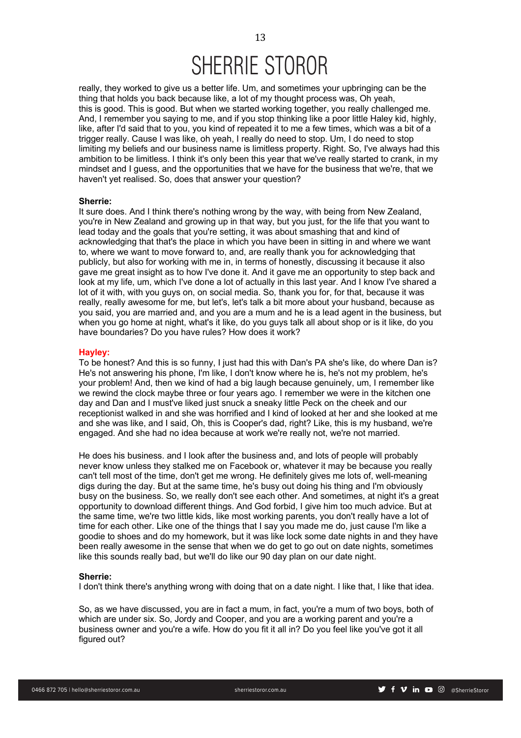really, they worked to give us a better life. Um, and sometimes your upbringing can be the thing that holds you back because like, a lot of my thought process was, Oh yeah, this is good. This is good. But when we started working together, you really challenged me. And, I remember you saying to me, and if you stop thinking like a poor little Haley kid, highly, like, after I'd said that to you, you kind of repeated it to me a few times, which was a bit of a trigger really. Cause I was like, oh yeah, I really do need to stop. Um, I do need to stop limiting my beliefs and our business name is limitless property. Right. So, I've always had this ambition to be limitless. I think it's only been this year that we've really started to crank, in my mindset and I guess, and the opportunities that we have for the business that we're, that we haven't yet realised. So, does that answer your question?

**Sherrie:**
It sure does. And I think there's nothing wrong by the way, with being from New Zealand, you're in New Zealand and growing up in that way, but you just, for the life that you want to lead today and the goals that you're setting, it was about smashing that and kind of acknowledging that that's the place in which you have been in sitting in and where we want to, where we want to move forward to, and, are really thank you for acknowledging that publicly, but also for working with me in, in terms of honestly, discussing it because it also gave me great insight as to how I've done it. And it gave me an opportunity to step back and look at my life, um, which I've done a lot of actually in this last year. And I know I've shared a lot of it with, with you guys on, on social media. So, thank you for, for that, because it was really, really awesome for me, but let's, let's talk a bit more about your husband, because as you said, you are married and, and you are a mum and he is a lead agent in the business, but when you go home at night, what's it like, do you guys talk all about shop or is it like, do you have boundaries? Do you have rules? How does it work?

**Hayley:**
To be honest? And this is so funny, I just had this with Dan's PA she's like, do where Dan is? He's not answering his phone, I'm like, I don't know where he is, he's not my problem, he's your problem! And, then we kind of had a big laugh because genuinely, um, I remember like we rewind the clock maybe three or four years ago. I remember we were in the kitchen one day and Dan and I must've liked just snuck a sneaky little Peck on the cheek and our receptionist walked in and she was horrified and I kind of looked at her and she looked at me and she was like, and I said, Oh, this is Cooper's dad, right? Like, this is my husband, we're engaged. And she had no idea because at work we're really not, we're not married.

He does his business. and I look after the business and, and lots of people will probably never know unless they stalked me on Facebook or, whatever it may be because you really can't tell most of the time, don't get me wrong. He definitely gives me lots of, well-meaning digs during the day. But at the same time, he's busy out doing his thing and I'm obviously busy on the business. So, we really don't see each other. And sometimes, at night it's a great opportunity to download different things. And God forbid, I give him too much advice. But at the same time, we're two little kids, like most working parents, you don't really have a lot of time for each other. Like one of the things that I say you made me do, just cause I'm like a goodie to shoes and do my homework, but it was like lock some date nights in and they have been really awesome in the sense that when we do get to go out on date nights, sometimes like this sounds really bad, but we'll do like our 90 day plan on our date night.

**Sherrie:**
I don't think there's anything wrong with doing that on a date night. I like that, I like that idea.

So, as we have discussed, you are in fact a mum, in fact, you're a mum of two boys, both of which are under six. So, Jordy and Cooper, and you are a working parent and you're a business owner and you're a wife. How do you fit it all in? Do you feel like you've got it all figured out?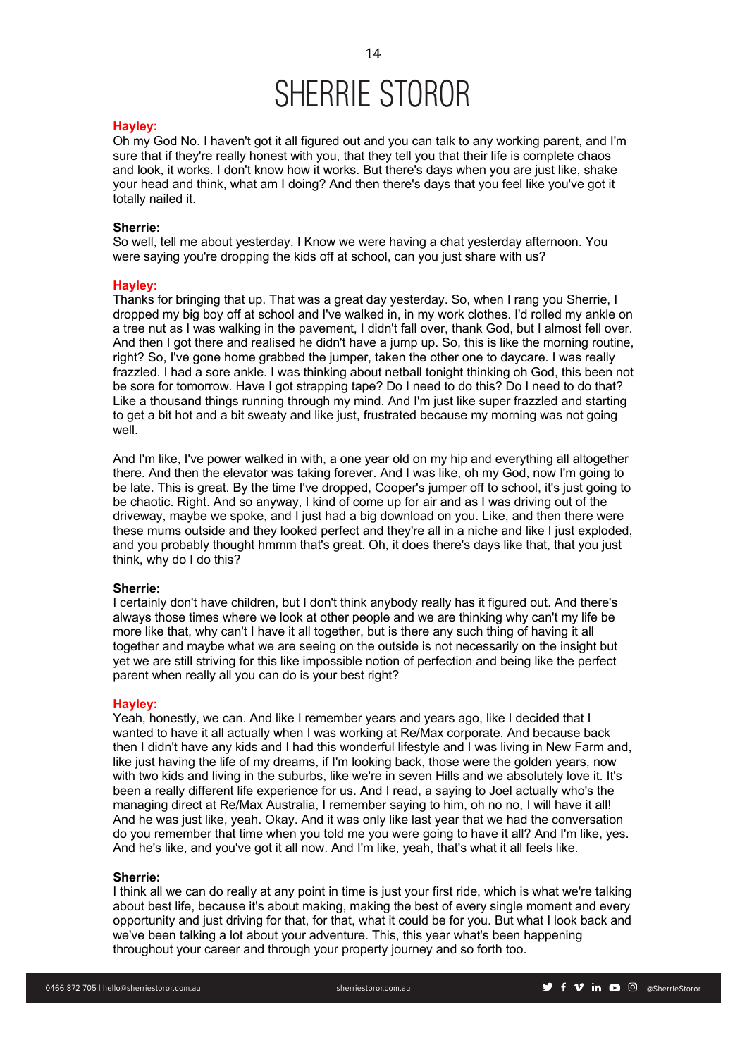**Hayley:**
Oh my God No. I haven't got it all figured out and you can talk to any working parent, and I'm sure that if they're really honest with you, that they tell you that their life is complete chaos and look, it works. I don't know how it works. But there's days when you are just like, shake your head and think, what am I doing? And then there's days that you feel like you've got it totally nailed it.

**Sherrie:**
So well, tell me about yesterday. I Know we were having a chat yesterday afternoon. You were saying you're dropping the kids off at school, can you just share with us?

**Hayley:**
Thanks for bringing that up. That was a great day yesterday. So, when I rang you Sherrie, I dropped my big boy off at school and I've walked in, in my work clothes. I'd rolled my ankle on a tree nut as I was walking in the pavement, I didn't fall over, thank God, but I almost fell over. And then I got there and realised he didn't have a jump up. So, this is like the morning routine, right? So, I've gone home grabbed the jumper, taken the other one to daycare. I was really frazzled. I had a sore ankle. I was thinking about netball tonight thinking oh God, this been not be sore for tomorrow. Have I got strapping tape? Do I need to do this? Do I need to do that? Like a thousand things running through my mind. And I'm just like super frazzled and starting to get a bit hot and a bit sweaty and like just, frustrated because my morning was not going well.

And I'm like, I've power walked in with, a one year old on my hip and everything all altogether there. And then the elevator was taking forever. And I was like, oh my God, now I'm going to be late. This is great. By the time I've dropped, Cooper's jumper off to school, it's just going to be chaotic. Right. And so anyway, I kind of come up for air and as I was driving out of the driveway, maybe we spoke, and I just had a big download on you. Like, and then there were these mums outside and they looked perfect and they're all in a niche and like I just exploded, and you probably thought hmmm that's great. Oh, it does there's days like that, that you just think, why do I do this?

**Sherrie:**
I certainly don't have children, but I don't think anybody really has it figured out. And there's always those times where we look at other people and we are thinking why can't my life be more like that, why can't I have it all together, but is there any such thing of having it all together and maybe what we are seeing on the outside is not necessarily on the insight but yet we are still striving for this like impossible notion of perfection and being like the perfect parent when really all you can do is your best right?

**Hayley:**
Yeah, honestly, we can. And like I remember years and years ago, like I decided that I wanted to have it all actually when I was working at Re/Max corporate. And because back then I didn't have any kids and I had this wonderful lifestyle and I was living in New Farm and, like just having the life of my dreams, if I'm looking back, those were the golden years, now with two kids and living in the suburbs, like we're in seven Hills and we absolutely love it. It's been a really different life experience for us. And I read, a saying to Joel actually who's the managing direct at Re/Max Australia, I remember saying to him, oh no no, I will have it all! And he was just like, yeah. Okay. And it was only like last year that we had the conversation do you remember that time when you told me you were going to have it all? And I'm like, yes. And he's like, and you've got it all now. And I'm like, yeah, that's what it all feels like.

**Sherrie:**
I think all we can do really at any point in time is just your first ride, which is what we're talking about best life, because it's about making, making the best of every single moment and every opportunity and just driving for that, for that, what it could be for you. But what I look back and we've been talking a lot about your adventure. This, this year what's been happening throughout your career and through your property journey and so forth too.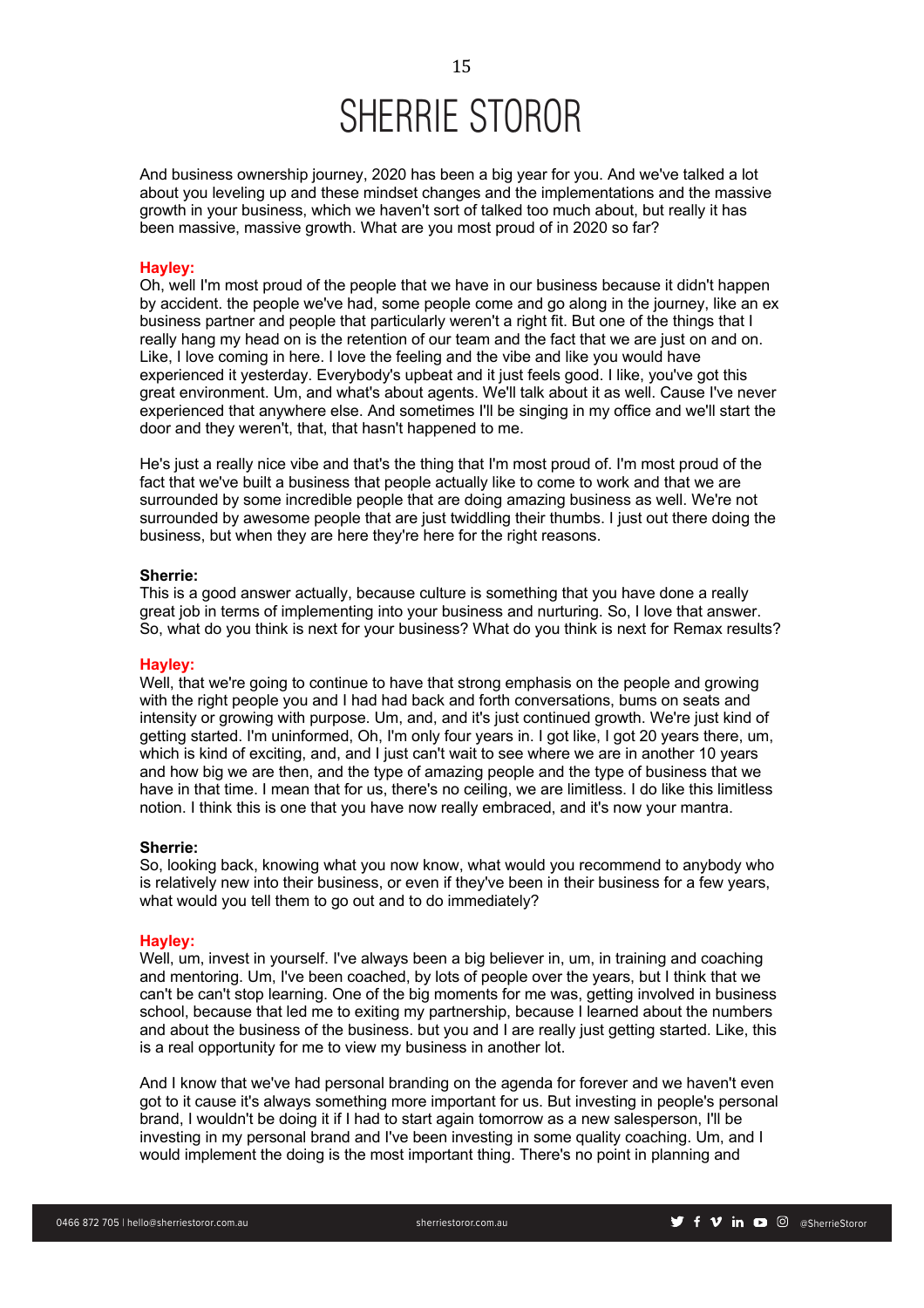And business ownership journey, 2020 has been a big year for you. And we've talked a lot about you leveling up and these mindset changes and the implementations and the massive growth in your business, which we haven't sort of talked too much about, but really it has been massive, massive growth. What are you most proud of in 2020 so far?

**Hayley:**
Oh, well I'm most proud of the people that we have in our business because it didn't happen by accident. the people we've had, some people come and go along in the journey, like an ex business partner and people that particularly weren't a right fit. But one of the things that I really hang my head on is the retention of our team and the fact that we are just on and on. Like, I love coming in here. I love the feeling and the vibe and like you would have experienced it yesterday. Everybody's upbeat and it just feels good. I like, you've got this great environment. Um, and what's about agents. We'll talk about it as well. Cause I've never experienced that anywhere else. And sometimes I'll be singing in my office and we'll start the door and they weren't, that, that hasn't happened to me.

He's just a really nice vibe and that's the thing that I'm most proud of. I'm most proud of the fact that we've built a business that people actually like to come to work and that we are surrounded by some incredible people that are doing amazing business as well. We're not surrounded by awesome people that are just twiddling their thumbs. I just out there doing the business, but when they are here they're here for the right reasons.

**Sherrie:**
This is a good answer actually, because culture is something that you have done a really great job in terms of implementing into your business and nurturing. So, I love that answer. So, what do you think is next for your business? What do you think is next for Remax results?

**Hayley:**
Well, that we're going to continue to have that strong emphasis on the people and growing with the right people you and I had had back and forth conversations, bums on seats and intensity or growing with purpose. Um, and, and it's just continued growth. We're just kind of getting started. I'm uninformed, Oh, I'm only four years in. I got like, I got 20 years there, um, which is kind of exciting, and, and I just can't wait to see where we are in another 10 years and how big we are then, and the type of amazing people and the type of business that we have in that time. I mean that for us, there's no ceiling, we are limitless. I do like this limitless notion. I think this is one that you have now really embraced, and it's now your mantra.

**Sherrie:**
So, looking back, knowing what you now know, what would you recommend to anybody who is relatively new into their business, or even if they've been in their business for a few years, what would you tell them to go out and to do immediately?

**Hayley:**
Well, um, invest in yourself. I've always been a big believer in, um, in training and coaching and mentoring. Um, I've been coached, by lots of people over the years, but I think that we can't be can't stop learning. One of the big moments for me was, getting involved in business school, because that led me to exiting my partnership, because I learned about the numbers and about the business of the business. but you and I are really just getting started. Like, this is a real opportunity for me to view my business in another lot.

And I know that we've had personal branding on the agenda for forever and we haven't even got to it cause it's always something more important for us. But investing in people's personal brand, I wouldn't be doing it if I had to start again tomorrow as a new salesperson, I'll be investing in my personal brand and I've been investing in some quality coaching. Um, and I would implement the doing is the most important thing. There's no point in planning and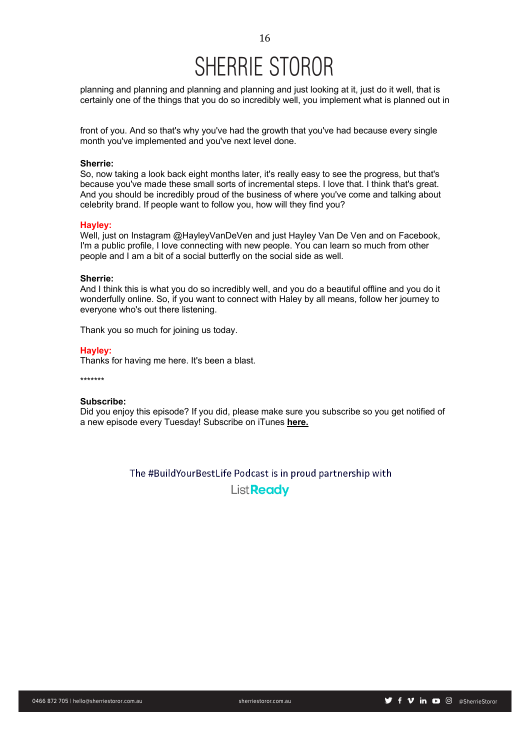planning and planning and planning and planning and just looking at it, just do it well, that is certainly one of the things that you do so incredibly well, you implement what is planned out in

front of you. And so that's why you've had the growth that you've had because every single month you've implemented and you've next level done.

**Sherrie:**
So, now taking a look back eight months later, it's really easy to see the progress, but that's because you've made these small sorts of incremental steps. I love that. I think that's great. And you should be incredibly proud of the business of where you've come and talking about celebrity brand. If people want to follow you, how will they find you?

**Hayley:**
Well, just on Instagram @HayleyVanDeVen and just Hayley Van De Ven and on Facebook, I'm a public profile, I love connecting with new people. You can learn so much from other people and I am a bit of a social butterfly on the social side as well.

**Sherrie:**
And I think this is what you do so incredibly well, and you do a beautiful offline and you do it wonderfully online. So, if you want to connect with Haley by all means, follow her journey to everyone who's out there listening.

Thank you so much for joining us today.

**Hayley:**
Thanks for having me here. It's been a blast.

*******

**Subscribe:**
Did you enjoy this episode? If you did, please make sure you subscribe so you get notified of a new episode every Tuesday! Subscribe on iTunes **here.**

The #BuildYourBestLife Podcast is in proud partnership with

ListReady